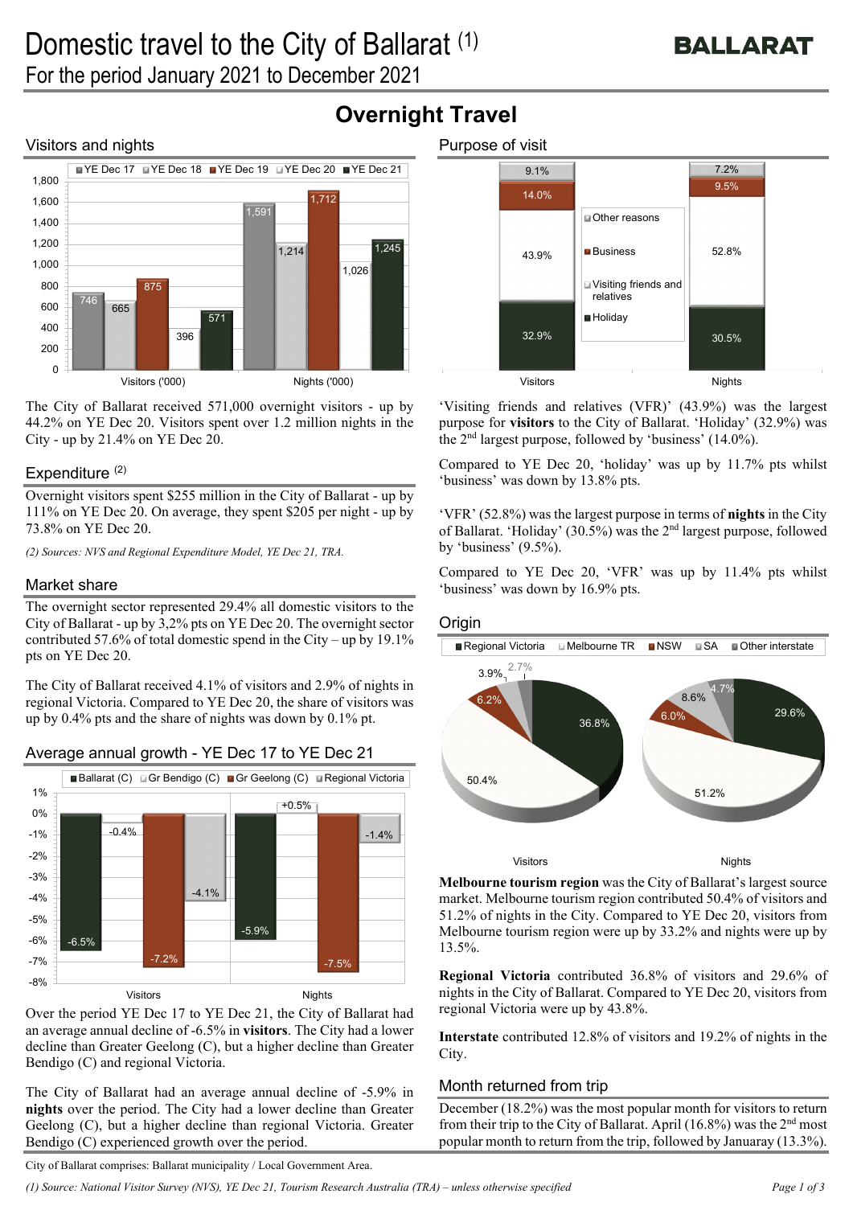# Domestic travel to the City of Ballarat [1]

For the period January 2021 to December 2021

## Overnight Travel

### Visitors and nights

| | YE Dec 17 | YE Dec 18 | YE Dec 19 | YE Dec 20 | YE Dec 21 |
|---|---|---|---|---|---|
| Visitors ('000) | 746 | 665 | 875 | 396 | 571 |
| Nights ('000) | 1,591 | 1,214 | 1,712 | 1,026 | 1,245 |

The City of Ballarat received 571,000 overnight visitors - up by 44.2% on YE Dec 20. Visitors spent over 1.2 million nights in the City - up by 21.4% on YE Dec 20.

### Expenditure [2]

Overnight visitors spent $255 million in the City of Ballarat - up by 111% on YE Dec 20. On average, they spent $205 per night - up by 73.8% on YE Dec 20.

*(2) Sources: NVS and Regional Expenditure Model, YE Dec 21, TRA.*

### Market share

The overnight sector represented 29.4% all domestic visitors to the City of Ballarat - up by 3,2% pts on YE Dec 20. The overnight sector contributed 57.6% of total domestic spend in the City – up by 19.1% pts on YE Dec 20.

The City of Ballarat received 4.1% of visitors and 2.9% of nights in regional Victoria. Compared to YE Dec 20, the share of visitors was up by 0.4% pts and the share of nights was down by 0.1% pt.

### Average annual growth - YE Dec 17 to YE Dec 21

| | Ballarat (C) | Gr Bendigo (C) | Gr Geelong (C) | Regional Victoria |
|---|---|---|---|---|
| Visitors | -6.5% | -0.4% | -7.2% | -4.1% |
| Nights | -5.9% | +0.5% | -7.5% | -1.4% |

Over the period YE Dec 17 to YE Dec 21, the City of Ballarat had an average annual decline of -6.5% in **visitors**. The City had a lower decline than Greater Geelong (C), but a higher decline than Greater Bendigo (C) and regional Victoria.

The City of Ballarat had an average annual decline of -5.9% in **nights** over the period. The City had a lower decline than Greater Geelong (C), but a higher decline than regional Victoria. Greater Bendigo (C) experienced growth over the period.

### Purpose of visit

| | Holiday | Visiting friends and relatives | Business | Other reasons |
|---|---|---|---|---|
| Visitors | 32.9% | 43.9% | 14.0% | 9.1% |
| Nights | 30.5% | 52.8% | 9.5% | 7.2% |

'Visiting friends and relatives (VFR)' (43.9%) was the largest purpose for **visitors** to the City of Ballarat. 'Holiday' (32.9%) was the 2nd largest purpose, followed by 'business' (14.0%).

Compared to YE Dec 20, 'holiday' was up by 11.7% pts whilst 'business' was down by 13.8% pts.

'VFR' (52.8%) was the largest purpose in terms of **nights** in the City of Ballarat. 'Holiday' (30.5%) was the 2nd largest purpose, followed by 'business' (9.5%).

Compared to YE Dec 20, 'VFR' was up by 11.4% pts whilst 'business' was down by 16.9% pts.

### Origin

| | Regional Victoria | Melbourne TR | NSW | SA | Other interstate |
|---|---|---|---|---|---|
| Visitors | 36.8% | 50.4% | 6.2% | 3.9% | 2.7% |
| Nights | 29.6% | 51.2% | 6.0% | 8.6% | 4.7% |

**Melbourne tourism region** was the City of Ballarat's largest source market. Melbourne tourism region contributed 50.4% of visitors and 51.2% of nights in the City. Compared to YE Dec 20, visitors from Melbourne tourism region were up by 33.2% and nights were up by 13.5%.

**Regional Victoria** contributed 36.8% of visitors and 29.6% of nights in the City of Ballarat. Compared to YE Dec 20, visitors from regional Victoria were up by 43.8%.

**Interstate** contributed 12.8% of visitors and 19.2% of nights in the City.

### Month returned from trip

December (18.2%) was the most popular month for visitors to return from their trip to the City of Ballarat. April (16.8%) was the 2nd most popular month to return from the trip, followed by Januaray (13.3%).

City of Ballarat comprises: Ballarat municipality / Local Government Area.

*(1) Source: National Visitor Survey (NVS), YE Dec 21, Tourism Research Australia (TRA) – unless otherwise specified*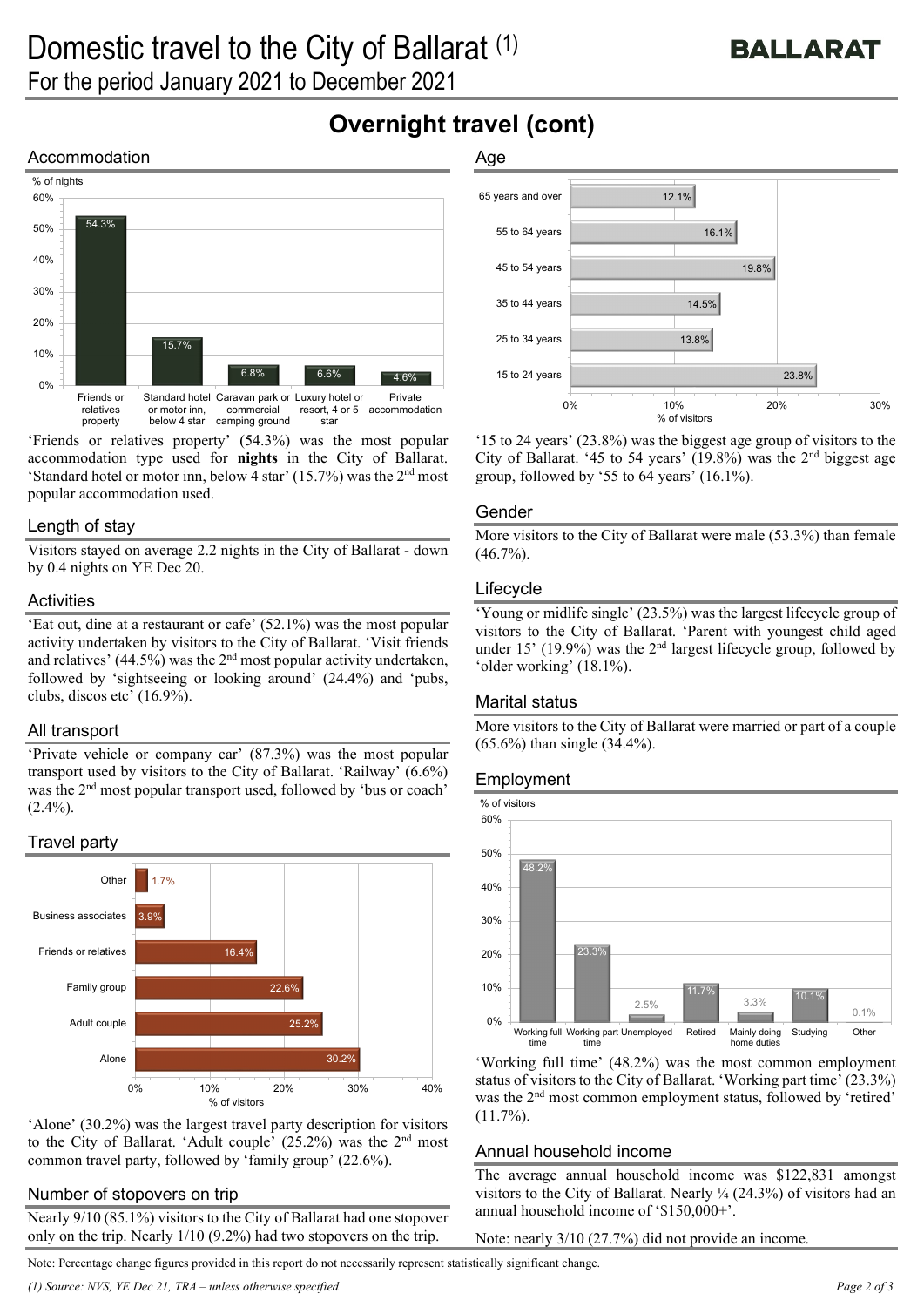# Domestic travel to the City of Ballarat (1)

For the period January 2021 to December 2021

## Overnight travel (cont)

### Accommodation

| Accommodation | % of nights |
|---|---|
| Friends or relatives property | 54.3% |
| Standard hotel or motor inn, below 4 star | 15.7% |
| Caravan park or commercial camping ground | 6.8% |
| Luxury hotel or resort, 4 or 5 star | 6.6% |
| Private accommodation | 4.6% |

'Friends or relatives property' (54.3%) was the most popular accommodation type used for **nights** in the City of Ballarat. 'Standard hotel or motor inn, below 4 star' (15.7%) was the 2nd most popular accommodation used.

### Length of stay

Visitors stayed on average 2.2 nights in the City of Ballarat - down by 0.4 nights on YE Dec 20.

### Activities

'Eat out, dine at a restaurant or cafe' (52.1%) was the most popular activity undertaken by visitors to the City of Ballarat. 'Visit friends and relatives' (44.5%) was the 2nd most popular activity undertaken, followed by 'sightseeing or looking around' (24.4%) and 'pubs, clubs, discos etc' (16.9%).

### All transport

'Private vehicle or company car' (87.3%) was the most popular transport used by visitors to the City of Ballarat. 'Railway' (6.6%) was the 2nd most popular transport used, followed by 'bus or coach' (2.4%).

### Travel party

| Travel party | % of visitors |
|---|---|
| Other | 1.7% |
| Business associates | 3.9% |
| Friends or relatives | 16.4% |
| Family group | 22.6% |
| Adult couple | 25.2% |
| Alone | 30.2% |

'Alone' (30.2%) was the largest travel party description for visitors to the City of Ballarat. 'Adult couple' (25.2%) was the 2nd most common travel party, followed by 'family group' (22.6%).

### Number of stopovers on trip

Nearly 9/10 (85.1%) visitors to the City of Ballarat had one stopover only on the trip. Nearly 1/10 (9.2%) had two stopovers on the trip.

### Age

| Age | % of visitors |
|---|---|
| 65 years and over | 12.1% |
| 55 to 64 years | 16.1% |
| 45 to 54 years | 19.8% |
| 35 to 44 years | 14.5% |
| 25 to 34 years | 13.8% |
| 15 to 24 years | 23.8% |

'15 to 24 years' (23.8%) was the biggest age group of visitors to the City of Ballarat. '45 to 54 years' (19.8%) was the 2nd biggest age group, followed by '55 to 64 years' (16.1%).

### Gender

More visitors to the City of Ballarat were male (53.3%) than female (46.7%).

### Lifecycle

'Young or midlife single' (23.5%) was the largest lifecycle group of visitors to the City of Ballarat. 'Parent with youngest child aged under 15' (19.9%) was the 2nd largest lifecycle group, followed by 'older working' (18.1%).

### Marital status

More visitors to the City of Ballarat were married or part of a couple (65.6%) than single (34.4%).

### Employment

| Employment | % of visitors |
|---|---|
| Working full time | 48.2% |
| Working part time | 23.3% |
| Unemployed | 2.5% |
| Retired | 11.7% |
| Mainly doing home duties | 3.3% |
| Studying | 10.1% |
| Other | 0.1% |

'Working full time' (48.2%) was the most common employment status of visitors to the City of Ballarat. 'Working part time' (23.3%) was the 2nd most common employment status, followed by 'retired' (11.7%).

### Annual household income

The average annual household income was $122,831 amongst visitors to the City of Ballarat. Nearly ¼ (24.3%) of visitors had an annual household income of '$150,000+'.

Note: nearly 3/10 (27.7%) did not provide an income.

Note: Percentage change figures provided in this report do not necessarily represent statistically significant change.

*(1) Source: NVS, YE Dec 21, TRA – unless otherwise specified*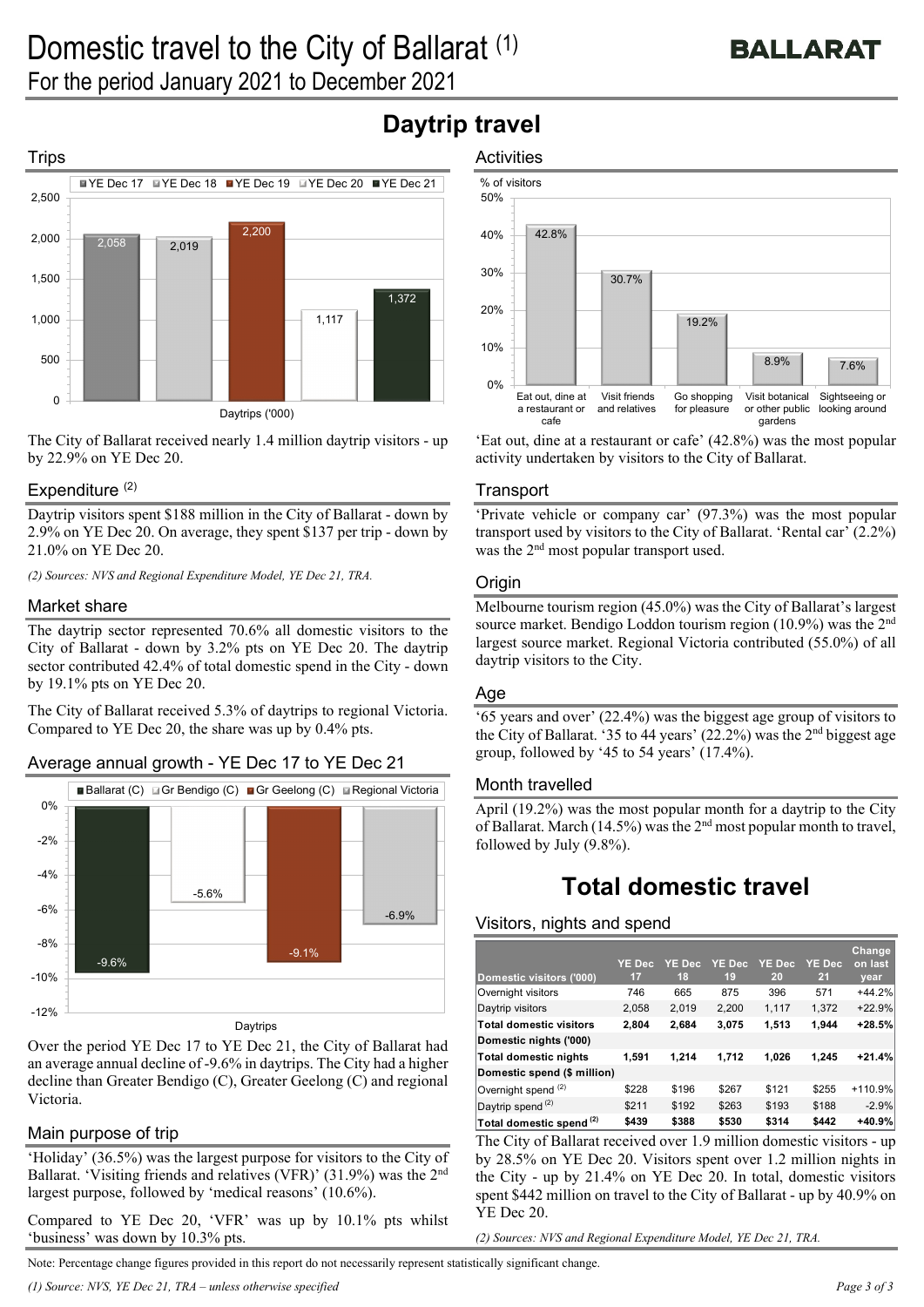# Domestic travel to the City of Ballarat (1)

For the period January 2021 to December 2021

BALLARAT

## Daytrip travel

### Trips

YE Dec 17 | YE Dec 18 | YE Dec 19 | YE Dec 20 | YE Dec 21

2,500
2,000
1,500
1,000
500
0

2,058
2,019
2,200
1,117
1,372

Daytrips ('000)

The City of Ballarat received nearly 1.4 million daytrip visitors - up by 22.9% on YE Dec 20.

### Expenditure (2)

Daytrip visitors spent $188 million in the City of Ballarat - down by 2.9% on YE Dec 20. On average, they spent $137 per trip - down by 21.0% on YE Dec 20.

*(2) Sources: NVS and Regional Expenditure Model, YE Dec 21, TRA.*

### Market share

The daytrip sector represented 70.6% all domestic visitors to the City of Ballarat - down by 3.2% pts on YE Dec 20. The daytrip sector contributed 42.4% of total domestic spend in the City - down by 19.1% pts on YE Dec 20.

The City of Ballarat received 5.3% of daytrips to regional Victoria. Compared to YE Dec 20, the share was up by 0.4% pts.

### Average annual growth - YE Dec 17 to YE Dec 21

Ballarat (C) | Gr Bendigo (C) | Gr Geelong (C) | Regional Victoria

0%
-2%
-4%
-6%
-8%
-10%
-12%

-9.6%
-5.6%
-9.1%
-6.9%

Daytrips

Over the period YE Dec 17 to YE Dec 21, the City of Ballarat had an average annual decline of -9.6% in daytrips. The City had a higher decline than Greater Bendigo (C), Greater Geelong (C) and regional Victoria.

### Main purpose of trip

'Holiday' (36.5%) was the largest purpose for visitors to the City of Ballarat. 'Visiting friends and relatives (VFR)' (31.9%) was the 2nd largest purpose, followed by 'medical reasons' (10.6%).

Compared to YE Dec 20, 'VFR' was up by 10.1% pts whilst 'business' was down by 10.3% pts.

### Activities

% of visitors

50%
40%
30%
20%
10%
0%

42.8%
30.7%
19.2%
8.9%
7.6%

Eat out, dine at a restaurant or cafe
Visit friends and relatives
Go shopping for pleasure
Visit botanical or other public gardens
Sightseeing or looking around

'Eat out, dine at a restaurant or cafe' (42.8%) was the most popular activity undertaken by visitors to the City of Ballarat.

### Transport

'Private vehicle or company car' (97.3%) was the most popular transport used by visitors to the City of Ballarat. 'Rental car' (2.2%) was the 2nd most popular transport used.

### Origin

Melbourne tourism region (45.0%) was the City of Ballarat's largest source market. Bendigo Loddon tourism region (10.9%) was the 2nd largest source market. Regional Victoria contributed (55.0%) of all daytrip visitors to the City.

### Age

'65 years and over' (22.4%) was the biggest age group of visitors to the City of Ballarat. '35 to 44 years' (22.2%) was the 2nd biggest age group, followed by '45 to 54 years' (17.4%).

### Month travelled

April (19.2%) was the most popular month for a daytrip to the City of Ballarat. March (14.5%) was the 2nd most popular month to travel, followed by July (9.8%).

## Total domestic travel

### Visitors, nights and spend

| Domestic visitors ('000) | YE Dec 17 | YE Dec 18 | YE Dec 19 | YE Dec 20 | YE Dec 21 | Change on last year |
|---|---|---|---|---|---|---|
| Overnight visitors | 746 | 665 | 875 | 396 | 571 | +44.2% |
| Daytrip visitors | 2,058 | 2,019 | 2,200 | 1,117 | 1,372 | +22.9% |
| **Total domestic visitors** | **2,804** | **2,684** | **3,075** | **1,513** | **1,944** | **+28.5%** |
| **Domestic nights ('000)** | | | | | | |
| **Total domestic nights** | **1,591** | **1,214** | **1,712** | **1,026** | **1,245** | **+21.4%** |
| **Domestic spend ($ million)** | | | | | | |
| Overnight spend (2) | $228 | $196 | $267 | $121 | $255 | +110.9% |
| Daytrip spend (2) | $211 | $192 | $263 | $193 | $188 | -2.9% |
| **Total domestic spend (2)** | **$439** | **$388** | **$530** | **$314** | **$442** | **+40.9%** |

The City of Ballarat received over 1.9 million domestic visitors - up by 28.5% on YE Dec 20. Visitors spent over 1.2 million nights in the City - up by 21.4% on YE Dec 20. In total, domestic visitors spent $442 million on travel to the City of Ballarat - up by 40.9% on YE Dec 20.

*(2) Sources: NVS and Regional Expenditure Model, YE Dec 21, TRA.*

Note: Percentage change figures provided in this report do not necessarily represent statistically significant change.

*(1) Source: NVS, YE Dec 21, TRA – unless otherwise specified*